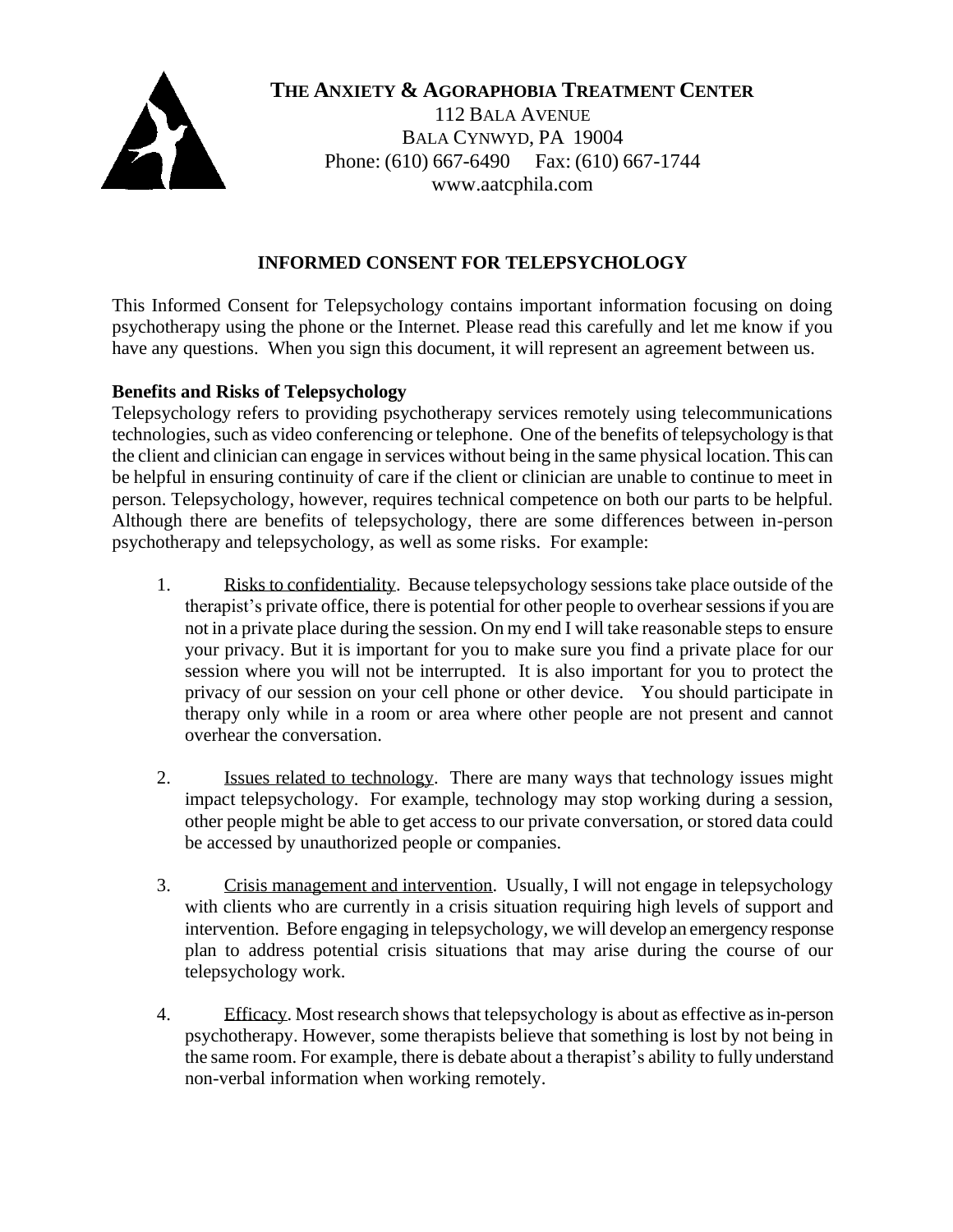**THE ANXIETY & AGORAPHOBIA TREATMENT CENTER**
112 BALA AVENUE
BALA CYNWYD, PA 19004
Phone: (610) 667-6490 Fax: (610) 667-1744
www.aatcphila.com

# INFORMED CONSENT FOR TELEPSYCHOLOGY

This Informed Consent for Telepsychology contains important information focusing on doing psychotherapy using the phone or the Internet. Please read this carefully and let me know if you have any questions. When you sign this document, it will represent an agreement between us.

**Benefits and Risks of Telepsychology**

Telepsychology refers to providing psychotherapy services remotely using telecommunications technologies, such as video conferencing or telephone. One of the benefits of telepsychology is that the client and clinician can engage in services without being in the same physical location. This can be helpful in ensuring continuity of care if the client or clinician are unable to continue to meet in person. Telepsychology, however, requires technical competence on both our parts to be helpful. Although there are benefits of telepsychology, there are some differences between in-person psychotherapy and telepsychology, as well as some risks. For example:

1. Risks to confidentiality. Because telepsychology sessions take place outside of the therapist's private office, there is potential for other people to overhear sessions if you are not in a private place during the session. On my end I will take reasonable steps to ensure your privacy. But it is important for you to make sure you find a private place for our session where you will not be interrupted. It is also important for you to protect the privacy of our session on your cell phone or other device. You should participate in therapy only while in a room or area where other people are not present and cannot overhear the conversation.

2. Issues related to technology. There are many ways that technology issues might impact telepsychology. For example, technology may stop working during a session, other people might be able to get access to our private conversation, or stored data could be accessed by unauthorized people or companies.

3. Crisis management and intervention. Usually, I will not engage in telepsychology with clients who are currently in a crisis situation requiring high levels of support and intervention. Before engaging in telepsychology, we will develop an emergency response plan to address potential crisis situations that may arise during the course of our telepsychology work.

4. Efficacy. Most research shows that telepsychology is about as effective as in-person psychotherapy. However, some therapists believe that something is lost by not being in the same room. For example, there is debate about a therapist's ability to fully understand non-verbal information when working remotely.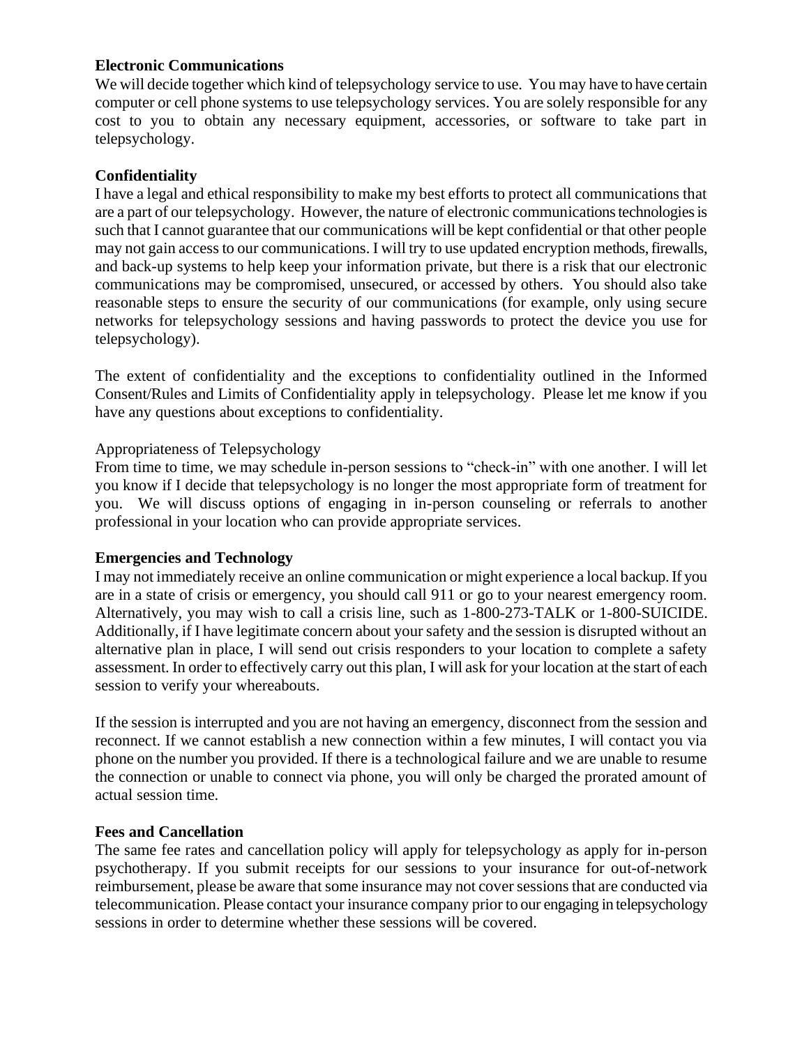**Electronic Communications**

We will decide together which kind of telepsychology service to use. You may have to have certain computer or cell phone systems to use telepsychology services. You are solely responsible for any cost to you to obtain any necessary equipment, accessories, or software to take part in telepsychology.

**Confidentiality**

I have a legal and ethical responsibility to make my best efforts to protect all communications that are a part of our telepsychology. However, the nature of electronic communications technologies is such that I cannot guarantee that our communications will be kept confidential or that other people may not gain access to our communications. I will try to use updated encryption methods, firewalls, and back-up systems to help keep your information private, but there is a risk that our electronic communications may be compromised, unsecured, or accessed by others. You should also take reasonable steps to ensure the security of our communications (for example, only using secure networks for telepsychology sessions and having passwords to protect the device you use for telepsychology).

The extent of confidentiality and the exceptions to confidentiality outlined in the Informed Consent/Rules and Limits of Confidentiality apply in telepsychology. Please let me know if you have any questions about exceptions to confidentiality.

Appropriateness of Telepsychology

From time to time, we may schedule in-person sessions to "check-in" with one another. I will let you know if I decide that telepsychology is no longer the most appropriate form of treatment for you. We will discuss options of engaging in in-person counseling or referrals to another professional in your location who can provide appropriate services.

**Emergencies and Technology**

I may not immediately receive an online communication or might experience a local backup. If you are in a state of crisis or emergency, you should call 911 or go to your nearest emergency room. Alternatively, you may wish to call a crisis line, such as 1-800-273-TALK or 1-800-SUICIDE. Additionally, if I have legitimate concern about your safety and the session is disrupted without an alternative plan in place, I will send out crisis responders to your location to complete a safety assessment. In order to effectively carry out this plan, I will ask for your location at the start of each session to verify your whereabouts.

If the session is interrupted and you are not having an emergency, disconnect from the session and reconnect. If we cannot establish a new connection within a few minutes, I will contact you via phone on the number you provided. If there is a technological failure and we are unable to resume the connection or unable to connect via phone, you will only be charged the prorated amount of actual session time.

**Fees and Cancellation**

The same fee rates and cancellation policy will apply for telepsychology as apply for in-person psychotherapy. If you submit receipts for our sessions to your insurance for out-of-network reimbursement, please be aware that some insurance may not cover sessions that are conducted via telecommunication. Please contact your insurance company prior to our engaging in telepsychology sessions in order to determine whether these sessions will be covered.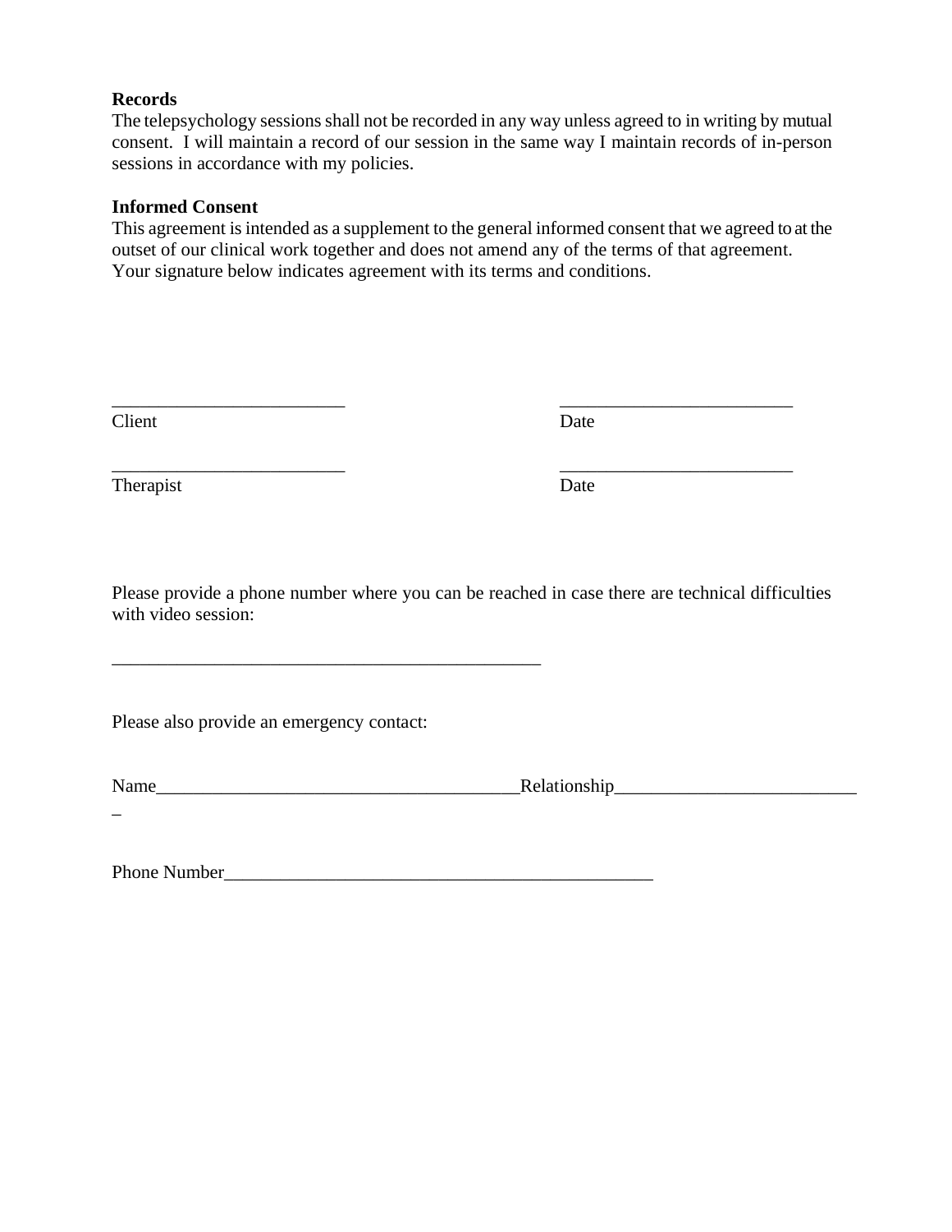**Records**

The telepsychology sessions shall not be recorded in any way unless agreed to in writing by mutual consent. I will maintain a record of our session in the same way I maintain records of in-person sessions in accordance with my policies.

**Informed Consent**

This agreement is intended as a supplement to the general informed consent that we agreed to at the outset of our clinical work together and does not amend any of the terms of that agreement. Your signature below indicates agreement with its terms and conditions.

_________________________ _________________________

Client Date

_________________________ _________________________

Therapist Date

Please provide a phone number where you can be reached in case there are technical difficulties with video session:

_______________________________________________

Please also provide an emergency contact:

Name_______________________________________Relationship__________________________
_

Phone Number_______________________________________________